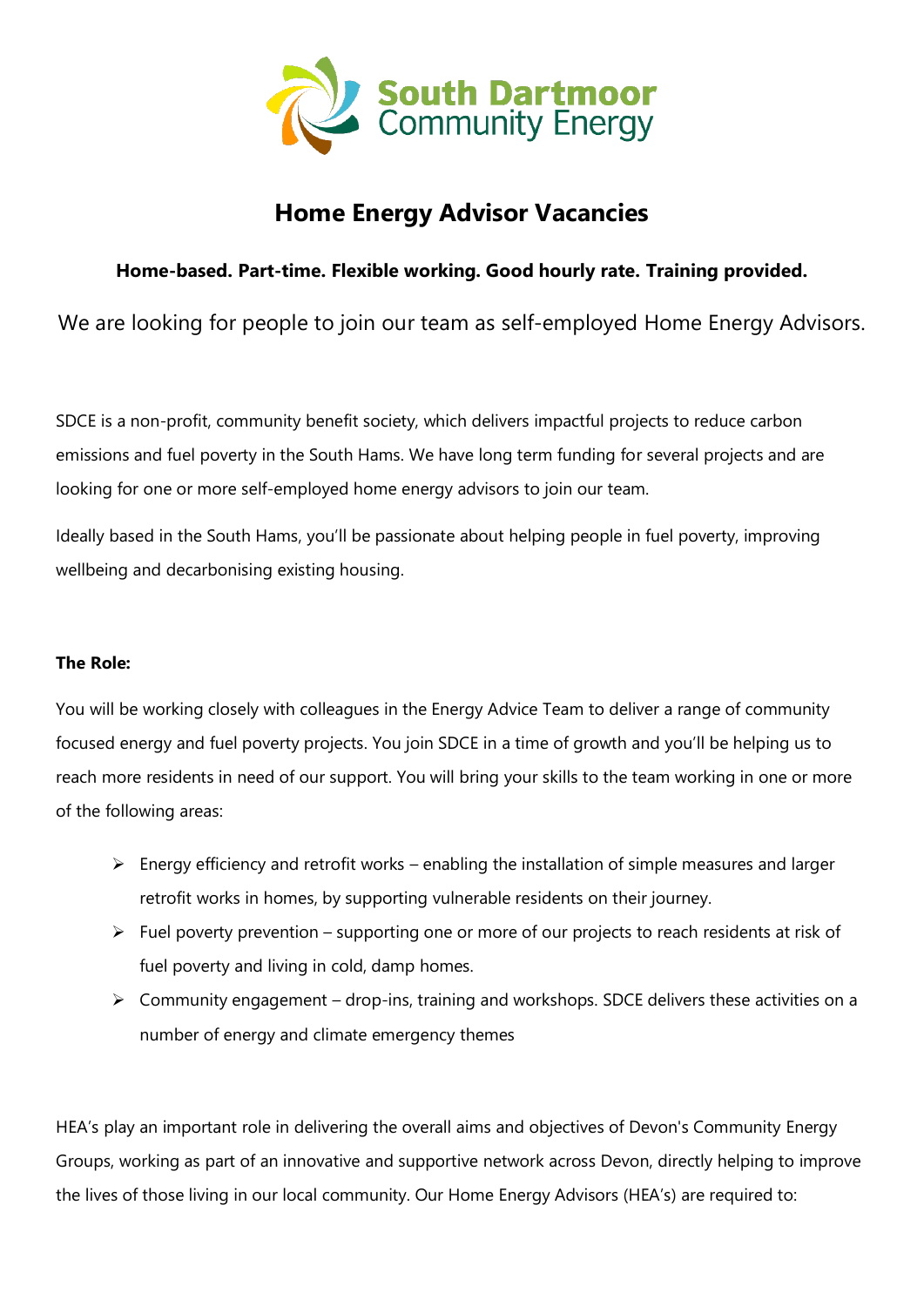# Home Energy Advisor Vacancies

**Home-based. Part-time. Flexible working. Good hourly rate. Training provided.**

We are looking for people to join our team as self-employed Home Energy Advisors.

SDCE is a non-profit, community benefit society, which delivers impactful projects to reduce carbon emissions and fuel poverty in the South Hams. We have long term funding for several projects and are looking for one or more self-employed home energy advisors to join our team.

Ideally based in the South Hams, you'll be passionate about helping people in fuel poverty, improving wellbeing and decarbonising existing housing.

**The Role:**

You will be working closely with colleagues in the Energy Advice Team to deliver a range of community focused energy and fuel poverty projects. You join SDCE in a time of growth and you'll be helping us to reach more residents in need of our support. You will bring your skills to the team working in one or more of the following areas:

- Energy efficiency and retrofit works – enabling the installation of simple measures and larger retrofit works in homes, by supporting vulnerable residents on their journey.
- Fuel poverty prevention – supporting one or more of our projects to reach residents at risk of fuel poverty and living in cold, damp homes.
- Community engagement – drop-ins, training and workshops. SDCE delivers these activities on a number of energy and climate emergency themes

HEA's play an important role in delivering the overall aims and objectives of Devon's Community Energy Groups, working as part of an innovative and supportive network across Devon, directly helping to improve the lives of those living in our local community. Our Home Energy Advisors (HEA's) are required to: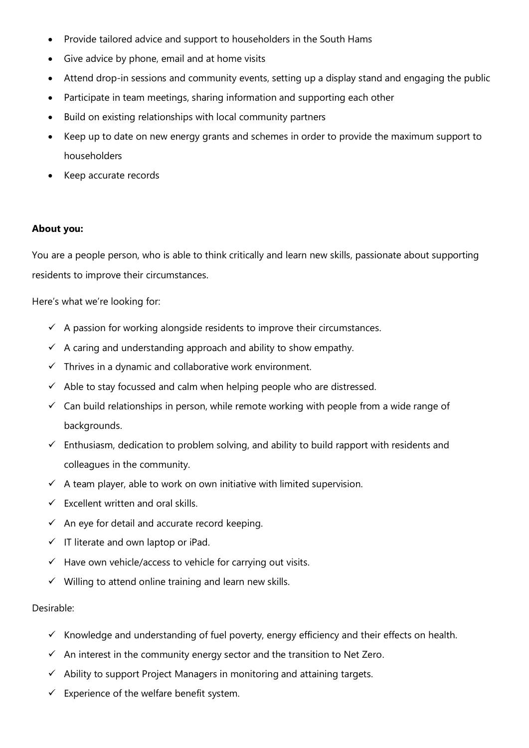- Provide tailored advice and support to householders in the South Hams
- Give advice by phone, email and at home visits
- Attend drop-in sessions and community events, setting up a display stand and engaging the public
- Participate in team meetings, sharing information and supporting each other
- Build on existing relationships with local community partners
- Keep up to date on new energy grants and schemes in order to provide the maximum support to householders
- Keep accurate records

**About you:**

You are a people person, who is able to think critically and learn new skills, passionate about supporting residents to improve their circumstances.

Here's what we're looking for:

- ✓ A passion for working alongside residents to improve their circumstances.
- ✓ A caring and understanding approach and ability to show empathy.
- ✓ Thrives in a dynamic and collaborative work environment.
- ✓ Able to stay focussed and calm when helping people who are distressed.
- ✓ Can build relationships in person, while remote working with people from a wide range of backgrounds.
- ✓ Enthusiasm, dedication to problem solving, and ability to build rapport with residents and colleagues in the community.
- ✓ A team player, able to work on own initiative with limited supervision.
- ✓ Excellent written and oral skills.
- ✓ An eye for detail and accurate record keeping.
- ✓ IT literate and own laptop or iPad.
- ✓ Have own vehicle/access to vehicle for carrying out visits.
- ✓ Willing to attend online training and learn new skills.

Desirable:

- ✓ Knowledge and understanding of fuel poverty, energy efficiency and their effects on health.
- ✓ An interest in the community energy sector and the transition to Net Zero.
- ✓ Ability to support Project Managers in monitoring and attaining targets.
- ✓ Experience of the welfare benefit system.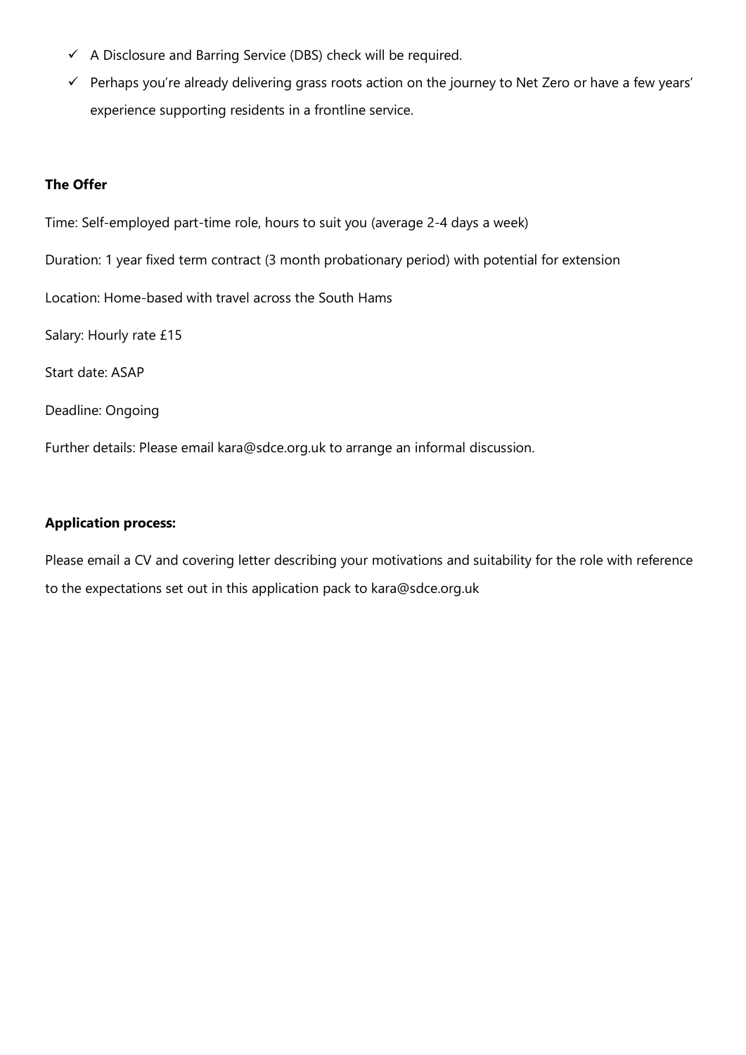- ✓ A Disclosure and Barring Service (DBS) check will be required.
- ✓ Perhaps you're already delivering grass roots action on the journey to Net Zero or have a few years' experience supporting residents in a frontline service.

**The Offer**

Time: Self-employed part-time role, hours to suit you (average 2-4 days a week)

Duration: 1 year fixed term contract (3 month probationary period) with potential for extension

Location: Home-based with travel across the South Hams

Salary: Hourly rate £15

Start date: ASAP

Deadline: Ongoing

Further details: Please email kara@sdce.org.uk to arrange an informal discussion.

**Application process:**

Please email a CV and covering letter describing your motivations and suitability for the role with reference to the expectations set out in this application pack to kara@sdce.org.uk